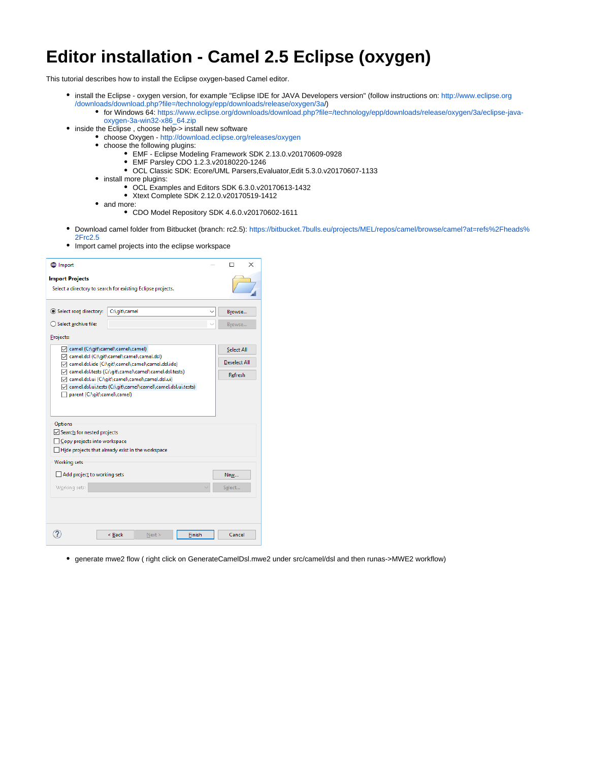# Editor installation - Camel 2.5 Eclipse (oxygen)

This tutorial describes how to install the Eclipse oxygen-based Camel editor.

- install the Eclipse - oxygen version, for example "Eclipse IDE for JAVA Developers version" (follow instructions on: http://www.eclipse.org/downloads/download.php?file=/technology/epp/downloads/release/oxygen/3a/)
  - for Windows 64: https://www.eclipse.org/downloads/download.php?file=/technology/epp/downloads/release/oxygen/3a/eclipse-java-oxygen-3a-win32-x86_64.zip
- inside the Eclipse , choose help-> install new software
  - choose Oxygen - http://download.eclipse.org/releases/oxygen
  - choose the following plugins:
    - EMF - Eclipse Modeling Framework SDK 2.13.0.v20170609-0928
    - EMF Parsley CDO 1.2.3.v20180220-1246
    - OCL Classic SDK: Ecore/UML Parsers,Evaluator,Edit 5.3.0.v20170607-1133
  - install more plugins:
    - OCL Examples and Editors SDK 6.3.0.v20170613-1432
    - Xtext Complete SDK 2.12.0.v20170519-1412
  - and more:
    - CDO Model Repository SDK 4.6.0.v20170602-1611
- Download camel folder from Bitbucket (branch: rc2.5): https://bitbucket.7bulls.eu/projects/MEL/repos/camel/browse/camel?at=refs%2Fheads%2Frc2.5
- Import camel projects into the eclipse workspace

- generate mwe2 flow ( right click on GenerateCamelDsl.mwe2 under src/camel/dsl and then runas->MWE2 workflow)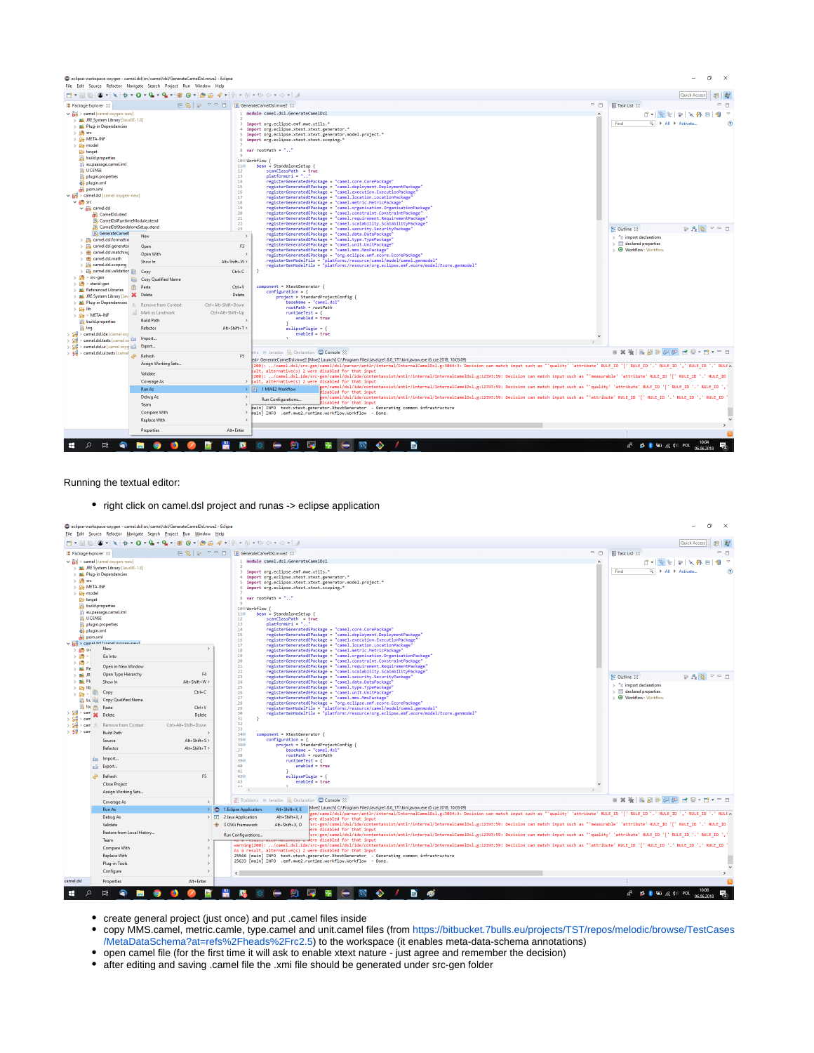Running the textual editor:

- right click on camel.dsl project and runas -> eclipse application

- create general project (just once) and put .camel files inside
- copy MMS.camel, metric.camle, type.camel and unit.camel files (from https://bitbucket.7bulls.eu/projects/TST/repos/melodic/browse/TestCases/MetaDataSchema?at=refs%2Fheads%2Frc2.5) to the workspace (it enables meta-data-schema annotations)
- open camel file (for the first time it will ask to enable xtext nature - just agree and remember the decision)
- after editing and saving .camel file the .xmi file should be generated under src-gen folder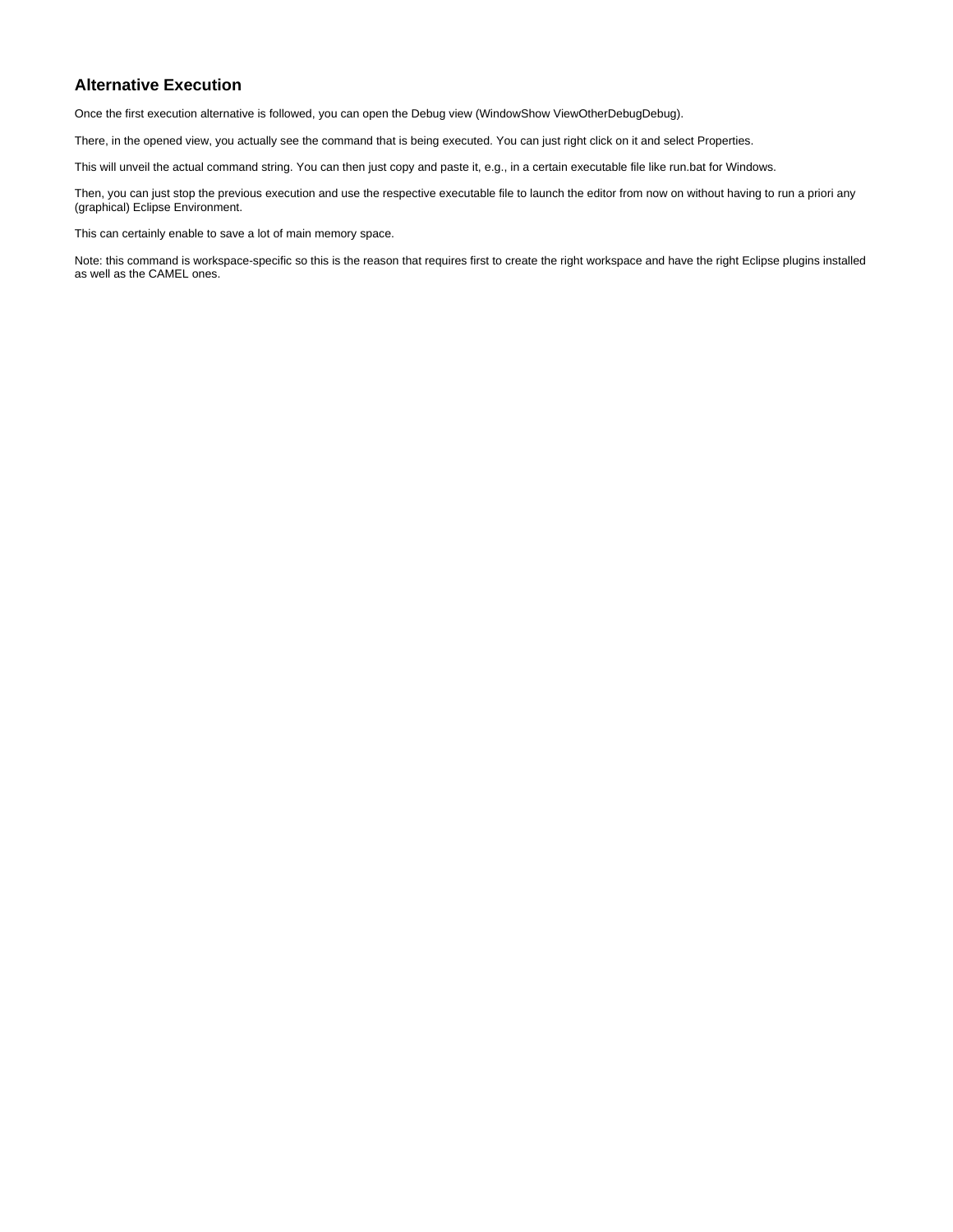## Alternative Execution

Once the first execution alternative is followed, you can open the Debug view (WindowShow ViewOtherDebugDebug).

There, in the opened view, you actually see the command that is being executed. You can just right click on it and select Properties.

This will unveil the actual command string. You can then just copy and paste it, e.g., in a certain executable file like run.bat for Windows.

Then, you can just stop the previous execution and use the respective executable file to launch the editor from now on without having to run a priori any (graphical) Eclipse Environment.

This can certainly enable to save a lot of main memory space.

Note: this command is workspace-specific so this is the reason that requires first to create the right workspace and have the right Eclipse plugins installed as well as the CAMEL ones.